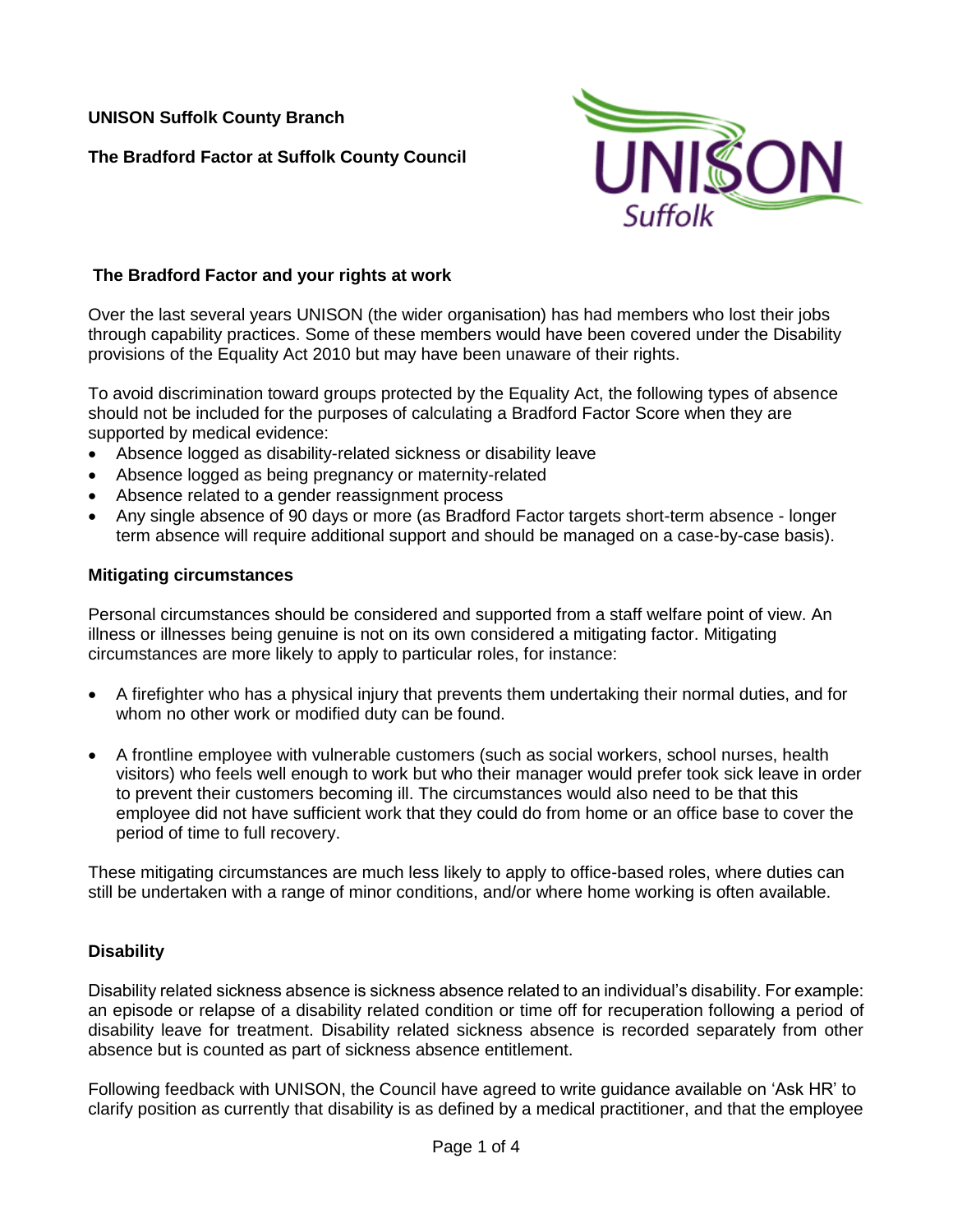**UNISON Suffolk County Branch**

**The Bradford Factor at Suffolk County Council**

## The Bradford Factor and your rights at work

Over the last several years UNISON (the wider organisation) has had members who lost their jobs through capability practices. Some of these members would have been covered under the Disability provisions of the Equality Act 2010 but may have been unaware of their rights.

To avoid discrimination toward groups protected by the Equality Act, the following types of absence should not be included for the purposes of calculating a Bradford Factor Score when they are supported by medical evidence:

- Absence logged as disability-related sickness or disability leave
- Absence logged as being pregnancy or maternity-related
- Absence related to a gender reassignment process
- Any single absence of 90 days or more (as Bradford Factor targets short-term absence - longer term absence will require additional support and should be managed on a case-by-case basis).

## Mitigating circumstances

Personal circumstances should be considered and supported from a staff welfare point of view. An illness or illnesses being genuine is not on its own considered a mitigating factor. Mitigating circumstances are more likely to apply to particular roles, for instance:

- A firefighter who has a physical injury that prevents them undertaking their normal duties, and for whom no other work or modified duty can be found.
- A frontline employee with vulnerable customers (such as social workers, school nurses, health visitors) who feels well enough to work but who their manager would prefer took sick leave in order to prevent their customers becoming ill. The circumstances would also need to be that this employee did not have sufficient work that they could do from home or an office base to cover the period of time to full recovery.

These mitigating circumstances are much less likely to apply to office-based roles, where duties can still be undertaken with a range of minor conditions, and/or where home working is often available.

## Disability

Disability related sickness absence is sickness absence related to an individual's disability. For example: an episode or relapse of a disability related condition or time off for recuperation following a period of disability leave for treatment. Disability related sickness absence is recorded separately from other absence but is counted as part of sickness absence entitlement.

Following feedback with UNISON, the Council have agreed to write guidance available on 'Ask HR' to clarify position as currently that disability is as defined by a medical practitioner, and that the employee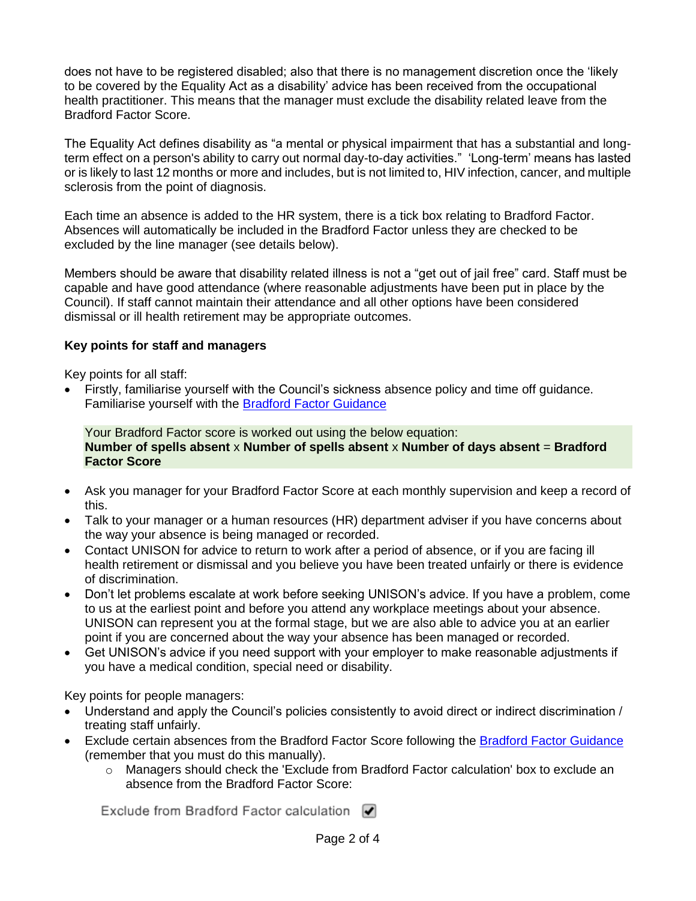does not have to be registered disabled; also that there is no management discretion once the 'likely to be covered by the Equality Act as a disability' advice has been received from the occupational health practitioner. This means that the manager must exclude the disability related leave from the Bradford Factor Score.

The Equality Act defines disability as "a mental or physical impairment that has a substantial and long-term effect on a person's ability to carry out normal day-to-day activities." 'Long-term' means has lasted or is likely to last 12 months or more and includes, but is not limited to, HIV infection, cancer, and multiple sclerosis from the point of diagnosis.

Each time an absence is added to the HR system, there is a tick box relating to Bradford Factor. Absences will automatically be included in the Bradford Factor unless they are checked to be excluded by the line manager (see details below).

Members should be aware that disability related illness is not a "get out of jail free" card. Staff must be capable and have good attendance (where reasonable adjustments have been put in place by the Council). If staff cannot maintain their attendance and all other options have been considered dismissal or ill health retirement may be appropriate outcomes.

**Key points for staff and managers**

Key points for all staff:

- Firstly, familiarise yourself with the Council's sickness absence policy and time off guidance. Familiarise yourself with the [Bradford Factor Guidance]

  Your Bradford Factor score is worked out using the below equation:
  **Number of spells absent** x **Number of spells absent** x **Number of days absent** = **Bradford Factor Score**

- Ask you manager for your Bradford Factor Score at each monthly supervision and keep a record of this.
- Talk to your manager or a human resources (HR) department adviser if you have concerns about the way your absence is being managed or recorded.
- Contact UNISON for advice to return to work after a period of absence, or if you are facing ill health retirement or dismissal and you believe you have been treated unfairly or there is evidence of discrimination.
- Don't let problems escalate at work before seeking UNISON's advice. If you have a problem, come to us at the earliest point and before you attend any workplace meetings about your absence. UNISON can represent you at the formal stage, but we are also able to advice you at an earlier point if you are concerned about the way your absence has been managed or recorded.
- Get UNISON's advice if you need support with your employer to make reasonable adjustments if you have a medical condition, special need or disability.

Key points for people managers:

- Understand and apply the Council's policies consistently to avoid direct or indirect discrimination / treating staff unfairly.
- Exclude certain absences from the Bradford Factor Score following the [Bradford Factor Guidance] (remember that you must do this manually).
  - Managers should check the 'Exclude from Bradford Factor calculation' box to exclude an absence from the Bradford Factor Score:

Exclude from Bradford Factor calculation ☑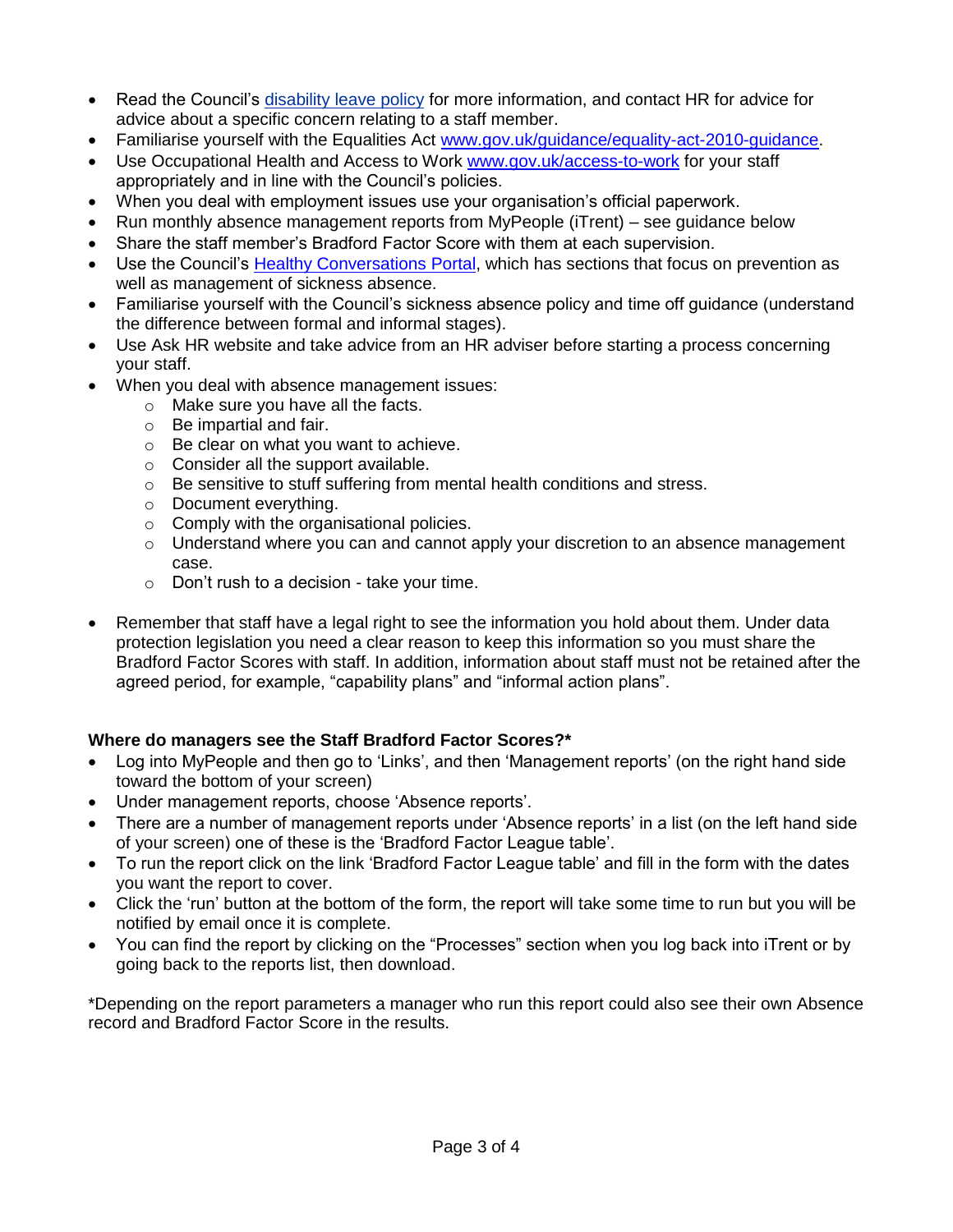- Read the Council's [disability leave policy] for more information, and contact HR for advice for advice about a specific concern relating to a staff member.
- Familiarise yourself with the Equalities Act www.gov.uk/guidance/equality-act-2010-guidance.
- Use Occupational Health and Access to Work www.gov.uk/access-to-work for your staff appropriately and in line with the Council's policies.
- When you deal with employment issues use your organisation's official paperwork.
- Run monthly absence management reports from MyPeople (iTrent) – see guidance below
- Share the staff member's Bradford Factor Score with them at each supervision.
- Use the Council's Healthy Conversations Portal, which has sections that focus on prevention as well as management of sickness absence.
- Familiarise yourself with the Council's sickness absence policy and time off guidance (understand the difference between formal and informal stages).
- Use Ask HR website and take advice from an HR adviser before starting a process concerning your staff.
- When you deal with absence management issues:
  - Make sure you have all the facts.
  - Be impartial and fair.
  - Be clear on what you want to achieve.
  - Consider all the support available.
  - Be sensitive to stuff suffering from mental health conditions and stress.
  - Document everything.
  - Comply with the organisational policies.
  - Understand where you can and cannot apply your discretion to an absence management case.
  - Don't rush to a decision - take your time.
- Remember that staff have a legal right to see the information you hold about them. Under data protection legislation you need a clear reason to keep this information so you must share the Bradford Factor Scores with staff. In addition, information about staff must not be retained after the agreed period, for example, "capability plans" and "informal action plans".

**Where do managers see the Staff Bradford Factor Scores?***

- Log into MyPeople and then go to 'Links', and then 'Management reports' (on the right hand side toward the bottom of your screen)
- Under management reports, choose 'Absence reports'.
- There are a number of management reports under 'Absence reports' in a list (on the left hand side of your screen) one of these is the 'Bradford Factor League table'.
- To run the report click on the link 'Bradford Factor League table' and fill in the form with the dates you want the report to cover.
- Click the 'run' button at the bottom of the form, the report will take some time to run but you will be notified by email once it is complete.
- You can find the report by clicking on the "Processes" section when you log back into iTrent or by going back to the reports list, then download.

*Depending on the report parameters a manager who run this report could also see their own Absence record and Bradford Factor Score in the results.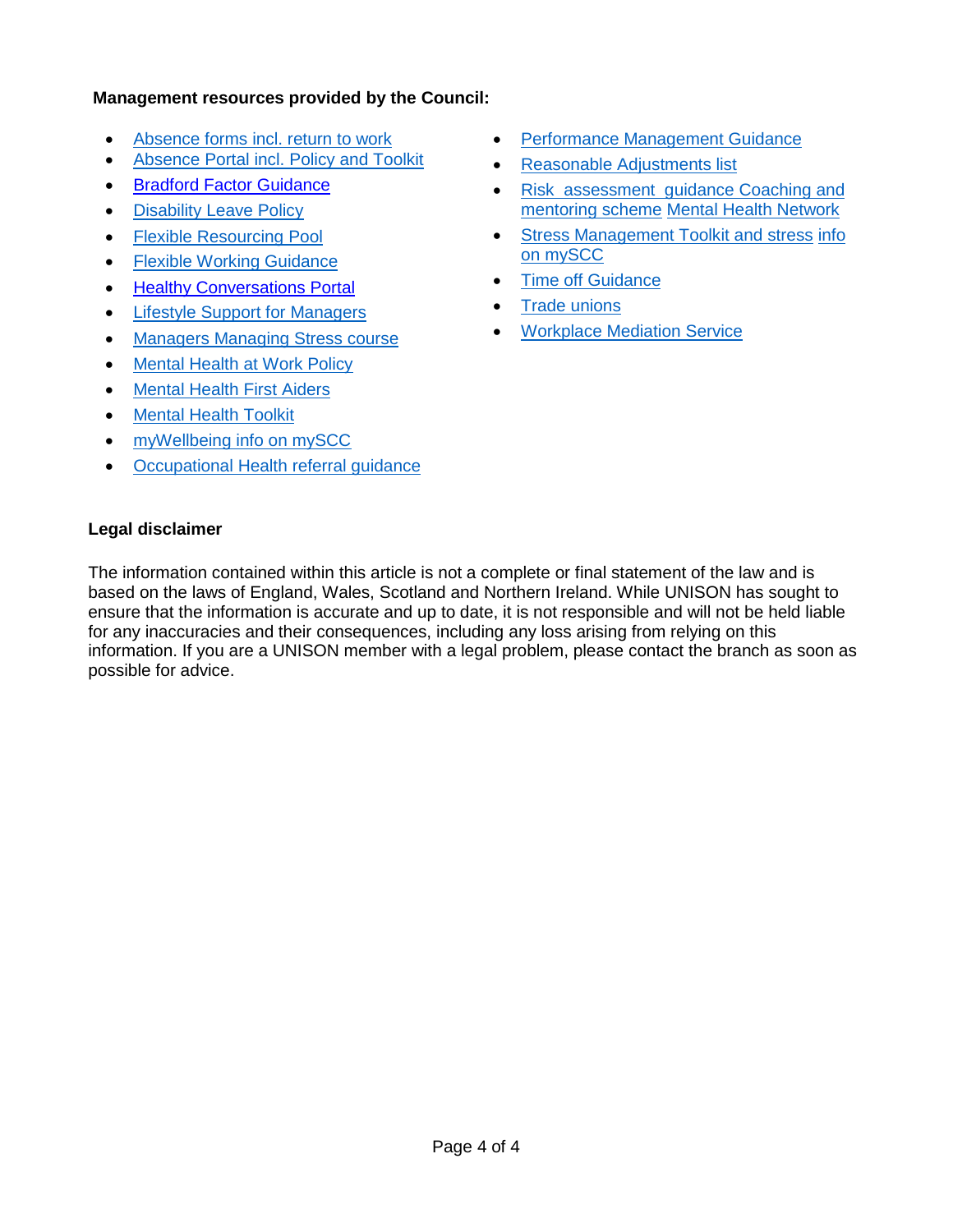**Management resources provided by the Council:**

- Absence forms incl. return to work
- Absence Portal incl. Policy and Toolkit
- Bradford Factor Guidance
- Disability Leave Policy
- Flexible Resourcing Pool
- Flexible Working Guidance
- Healthy Conversations Portal
- Lifestyle Support for Managers
- Managers Managing Stress course
- Mental Health at Work Policy
- Mental Health First Aiders
- Mental Health Toolkit
- myWellbeing info on mySCC
- Occupational Health referral guidance
- Performance Management Guidance
- Reasonable Adjustments list
- Risk assessment guidance Coaching and mentoring scheme Mental Health Network
- Stress Management Toolkit and stress info on mySCC
- Time off Guidance
- Trade unions
- Workplace Mediation Service

**Legal disclaimer**

The information contained within this article is not a complete or final statement of the law and is based on the laws of England, Wales, Scotland and Northern Ireland. While UNISON has sought to ensure that the information is accurate and up to date, it is not responsible and will not be held liable for any inaccuracies and their consequences, including any loss arising from relying on this information. If you are a UNISON member with a legal problem, please contact the branch as soon as possible for advice.